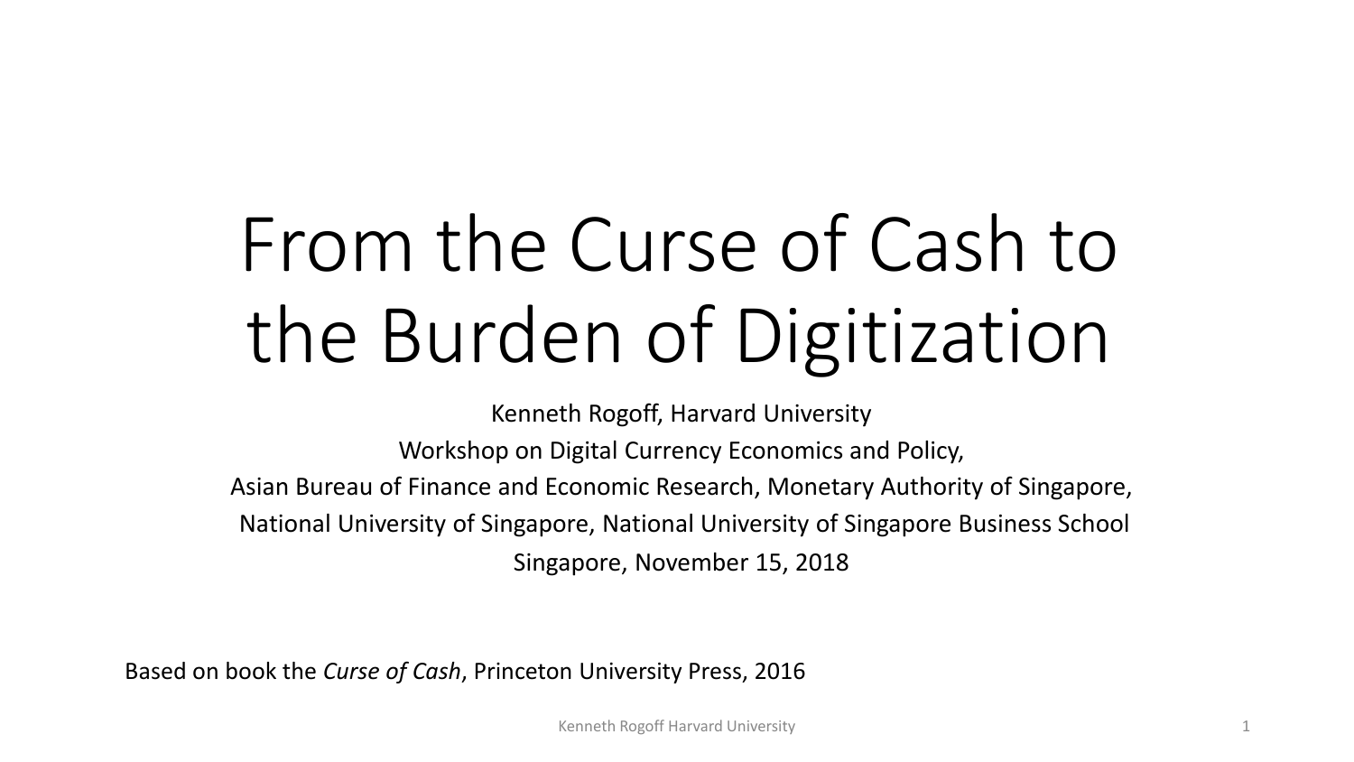# From the Curse of Cash to the Burden of Digitization

Kenneth Rogoff, Harvard University

Workshop on Digital Currency Economics and Policy,

Asian Bureau of Finance and Economic Research, Monetary Authority of Singapore,

National University of Singapore, National University of Singapore Business School

Singapore, November 15, 2018

Based on book the *Curse of Cash*, Princeton University Press, 2016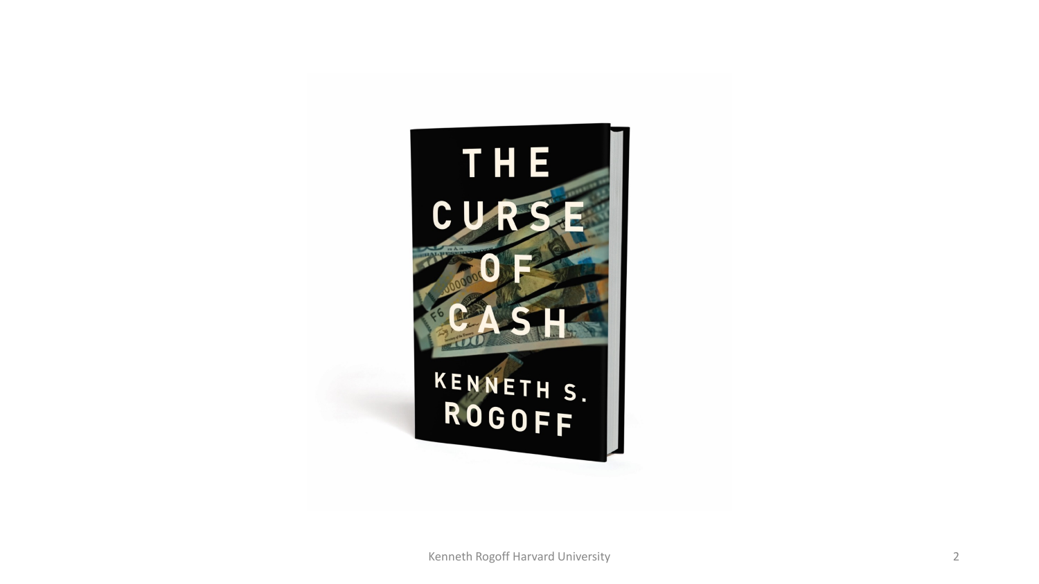# THE CURSE OF CASH

KENNETH S. ROGOFF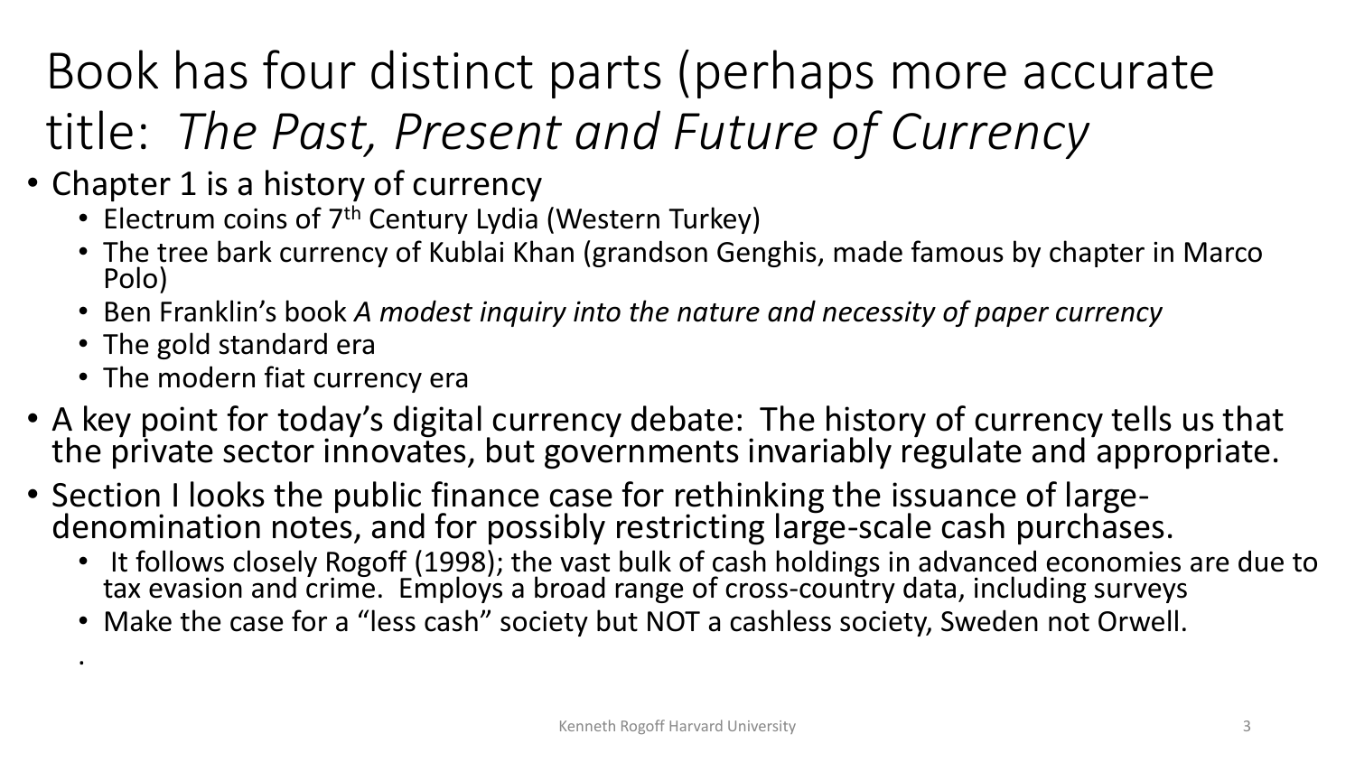# Book has four distinct parts (perhaps more accurate title: *The Past, Present and Future of Currency*

- Chapter 1 is a history of currency
  - Electrum coins of 7th Century Lydia (Western Turkey)
  - The tree bark currency of Kublai Khan (grandson Genghis, made famous by chapter in Marco Polo)
  - Ben Franklin's book *A modest inquiry into the nature and necessity of paper currency*
  - The gold standard era
  - The modern fiat currency era
- A key point for today's digital currency debate: The history of currency tells us that the private sector innovates, but governments invariably regulate and appropriate.
- Section I looks the public finance case for rethinking the issuance of large-denomination notes, and for possibly restricting large-scale cash purchases.
  - It follows closely Rogoff (1998); the vast bulk of cash holdings in advanced economies are due to tax evasion and crime. Employs a broad range of cross-country data, including surveys
  - Make the case for a "less cash" society but NOT a cashless society, Sweden not Orwell.
  - .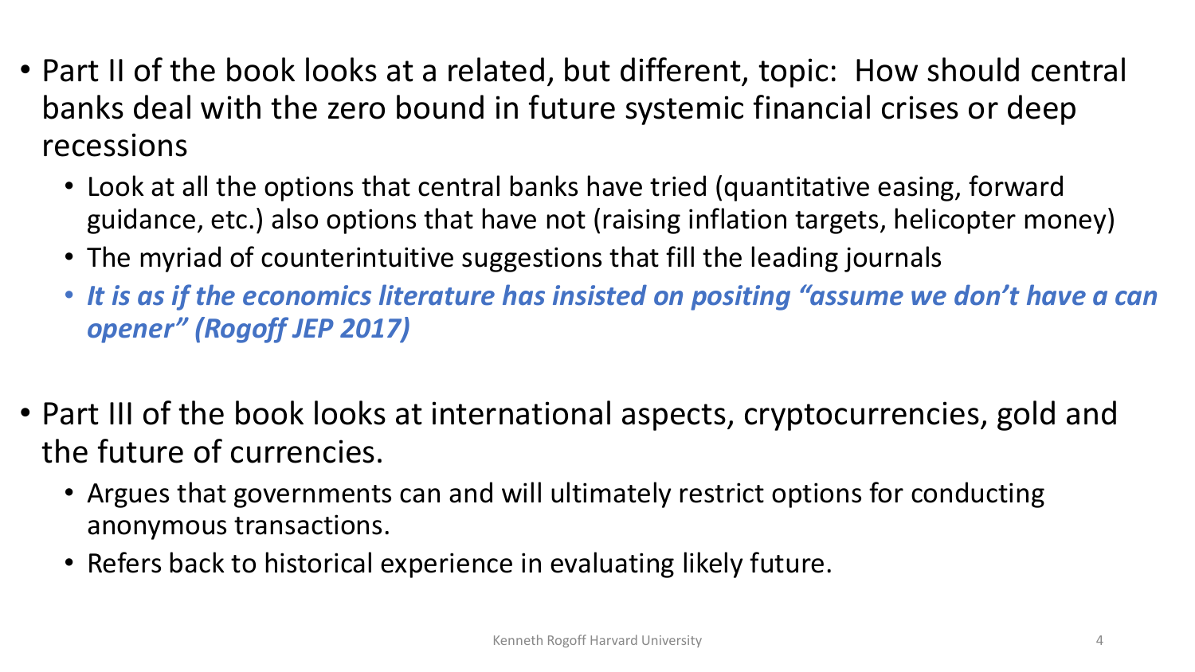- Part II of the book looks at a related, but different, topic: How should central banks deal with the zero bound in future systemic financial crises or deep recessions
  - Look at all the options that central banks have tried (quantitative easing, forward guidance, etc.) also options that have not (raising inflation targets, helicopter money)
  - The myriad of counterintuitive suggestions that fill the leading journals
  - ***It is as if the economics literature has insisted on positing "assume we don't have a can opener" (Rogoff JEP 2017)***

- Part III of the book looks at international aspects, cryptocurrencies, gold and the future of currencies.
  - Argues that governments can and will ultimately restrict options for conducting anonymous transactions.
  - Refers back to historical experience in evaluating likely future.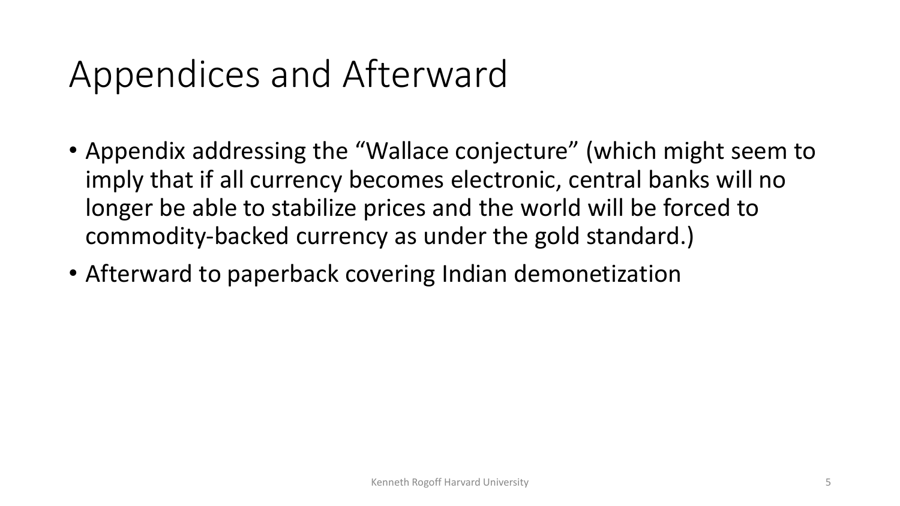# Appendices and Afterward

- Appendix addressing the "Wallace conjecture" (which might seem to imply that if all currency becomes electronic, central banks will no longer be able to stabilize prices and the world will be forced to commodity-backed currency as under the gold standard.)
- Afterward to paperback covering Indian demonetization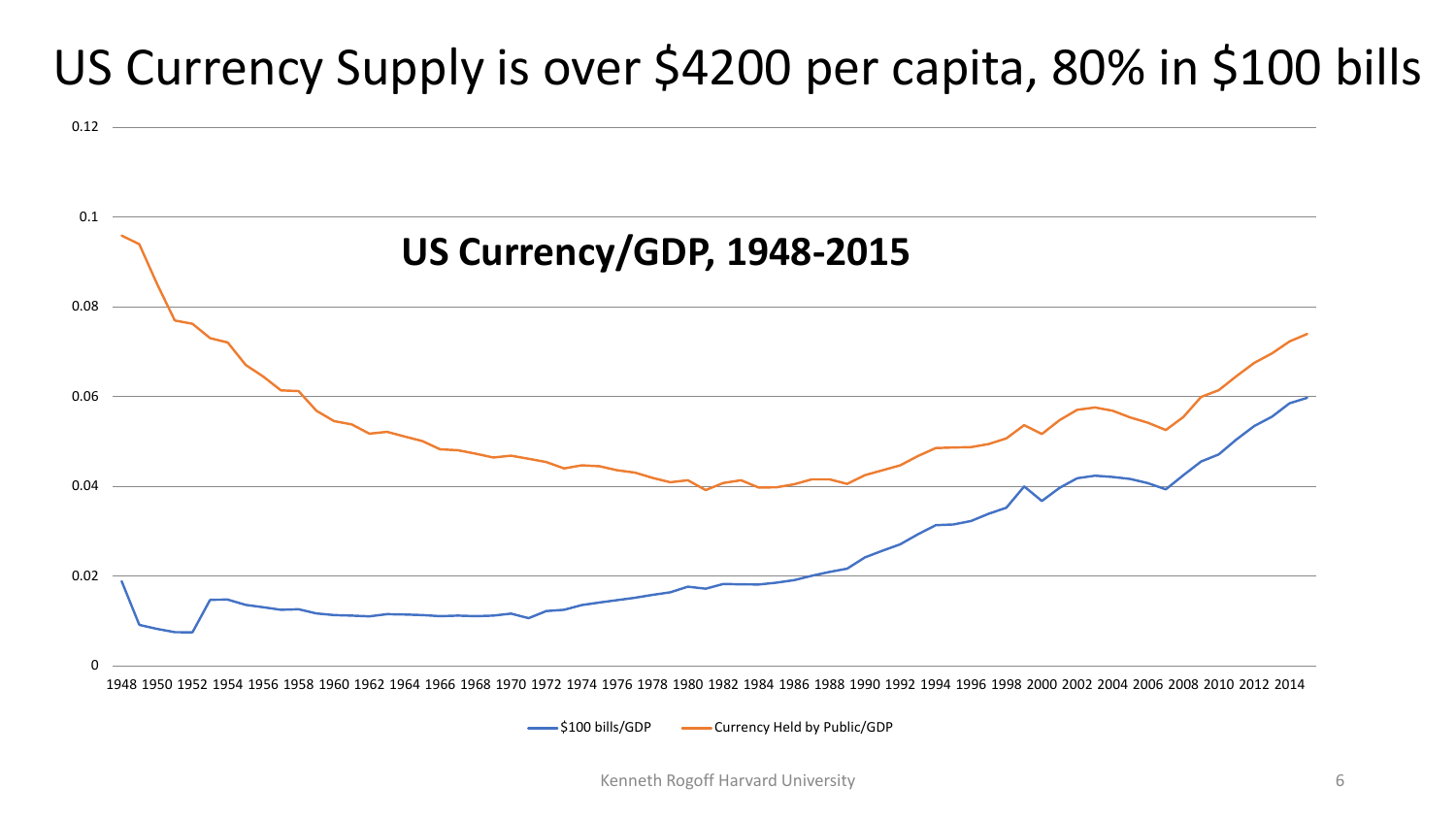# US Currency Supply is over $4200 per capita, 80% in $100 bills

**US Currency/GDP, 1948-2015**

$100 bills/GDP — Currency Held by Public/GDP

Kenneth Rogoff Harvard University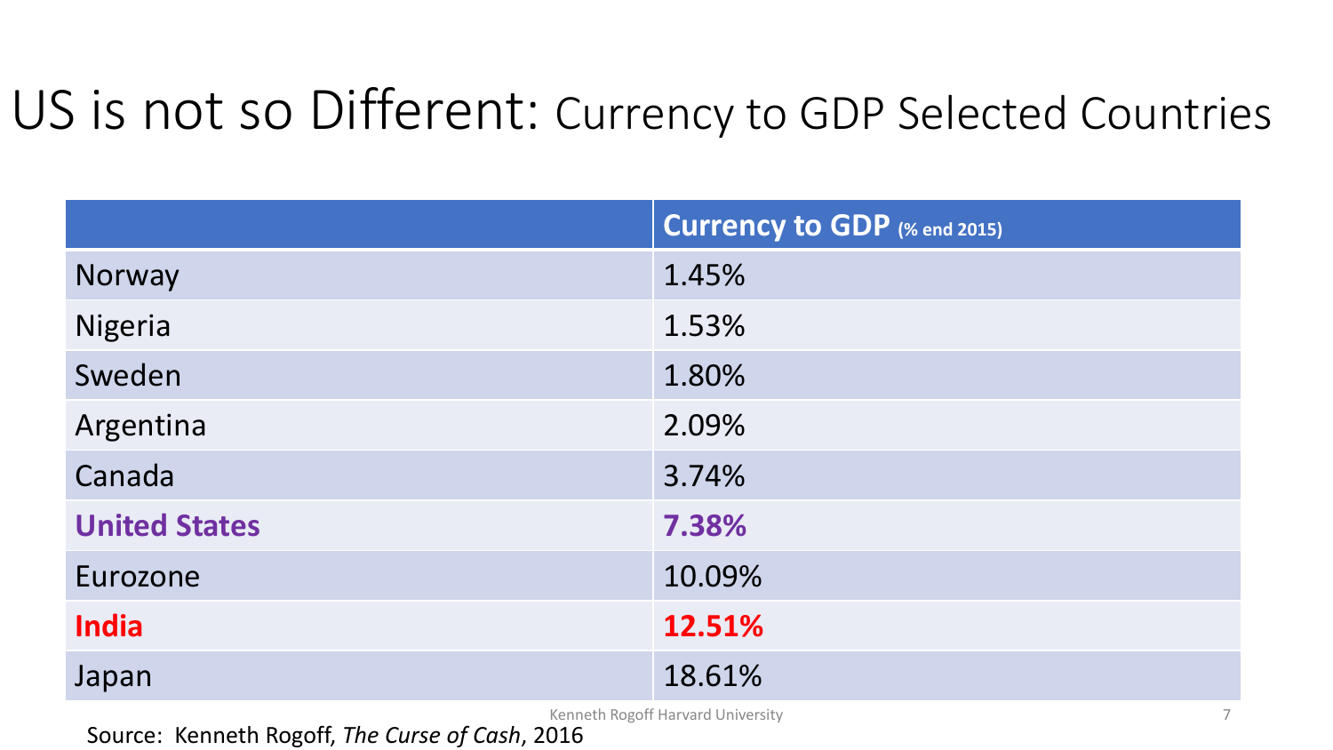# US is not so Different: Currency to GDP Selected Countries

| | **Currency to GDP** (% end 2015) |
|---|---|
| Norway | 1.45% |
| Nigeria | 1.53% |
| Sweden | 1.80% |
| Argentina | 2.09% |
| Canada | 3.74% |
| **United States** | **7.38%** |
| Eurozone | 10.09% |
| **India** | **12.51%** |
| Japan | 18.61% |

Source: Kenneth Rogoff, *The Curse of Cash*, 2016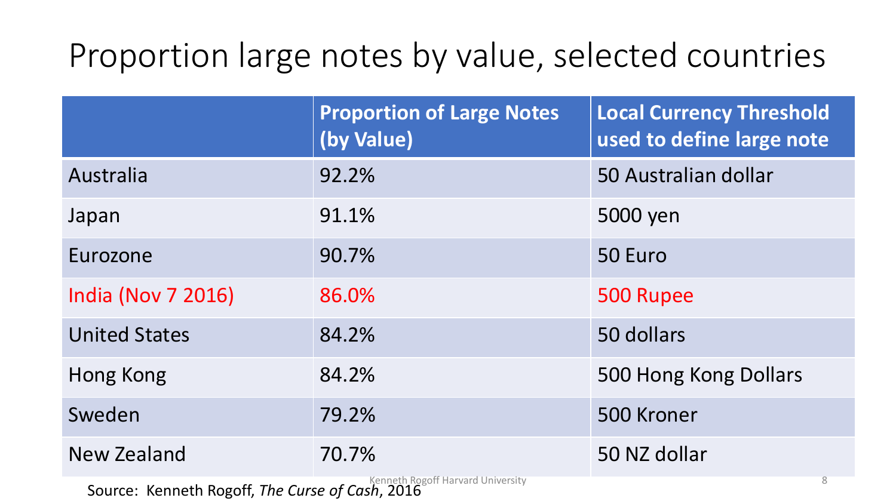# Proportion large notes by value, selected countries

| | Proportion of Large Notes (by Value) | Local Currency Threshold used to define large note |
|---|---|---|
| Australia | 92.2% | 50 Australian dollar |
| Japan | 91.1% | 5000 yen |
| Eurozone | 90.7% | 50 Euro |
| India (Nov 7 2016) | 86.0% | 500 Rupee |
| United States | 84.2% | 50 dollars |
| Hong Kong | 84.2% | 500 Hong Kong Dollars |
| Sweden | 79.2% | 500 Kroner |
| New Zealand | 70.7% | 50 NZ dollar |

Source: Kenneth Rogoff, *The Curse of Cash*, 2016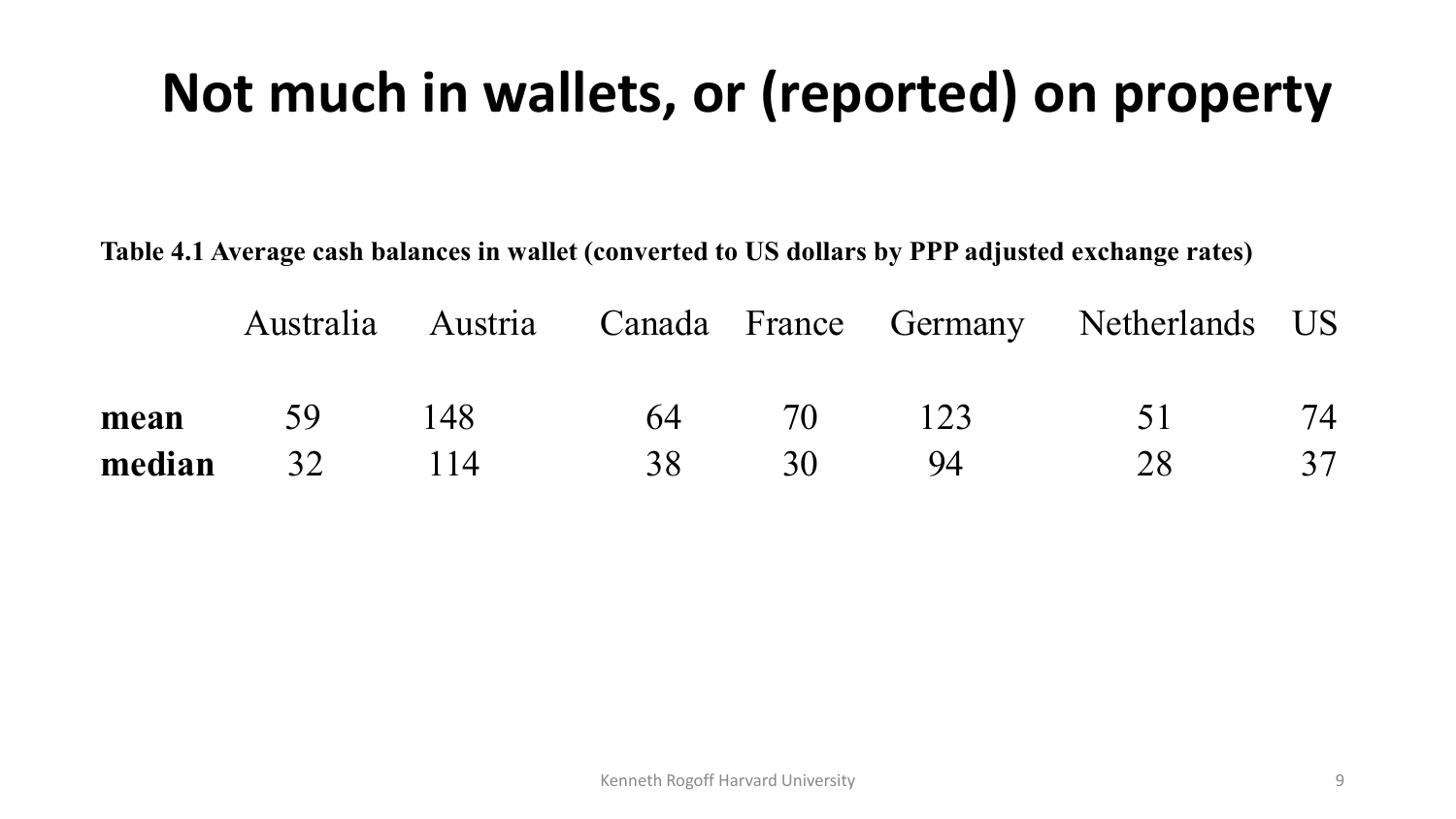# Not much in wallets, or (reported) on property

**Table 4.1 Average cash balances in wallet (converted to US dollars by PPP adjusted exchange rates)**

| | Australia | Austria | Canada | France | Germany | Netherlands | US |
|---|---|---|---|---|---|---|---|
| **mean** | 59 | 148 | 64 | 70 | 123 | 51 | 74 |
| **median** | 32 | 114 | 38 | 30 | 94 | 28 | 37 |

Kenneth Rogoff Harvard University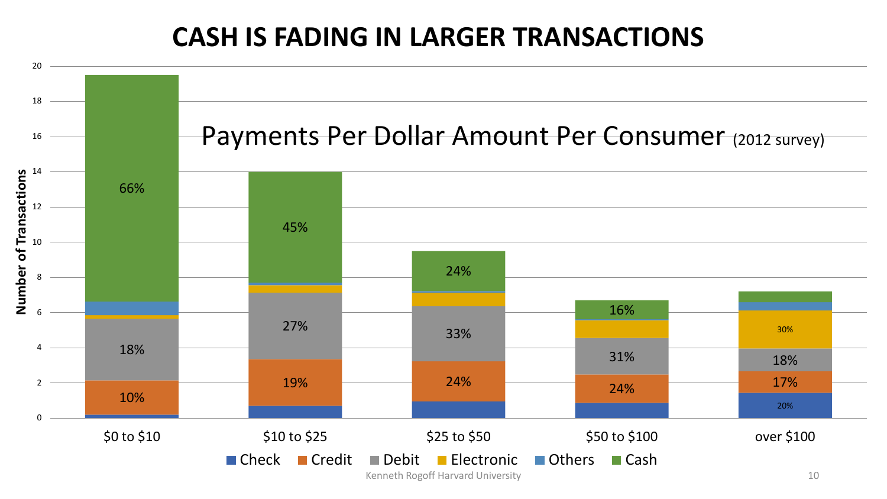# CASH IS FADING IN LARGER TRANSACTIONS

Payments Per Dollar Amount Per Consumer (2012 survey)

Number of Transactions

| | Check | Credit | Debit | Electronic | Others | Cash |
|---|---|---|---|---|---|---|
| \$0 to \$10 | | 10% | 18% | | | 66% |
| \$10 to \$25 | | 19% | 27% | | | 45% |
| \$25 to \$50 | | 24% | 33% | | | 24% |
| \$50 to \$100 | | 24% | 31% | | | 16% |
| over \$100 | 20% | 17% | 18% | 30% | | |

Kenneth Rogoff Harvard University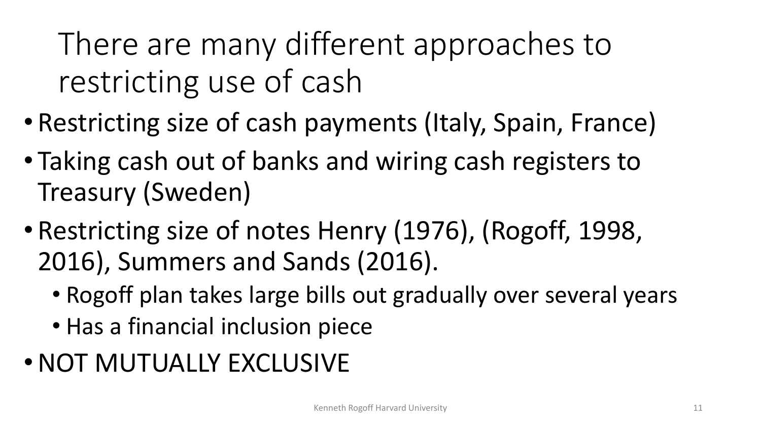# There are many different approaches to restricting use of cash

- Restricting size of cash payments (Italy, Spain, France)
- Taking cash out of banks and wiring cash registers to Treasury (Sweden)
- Restricting size of notes Henry (1976), (Rogoff, 1998, 2016), Summers and Sands (2016).
  - Rogoff plan takes large bills out gradually over several years
  - Has a financial inclusion piece
- NOT MUTUALLY EXCLUSIVE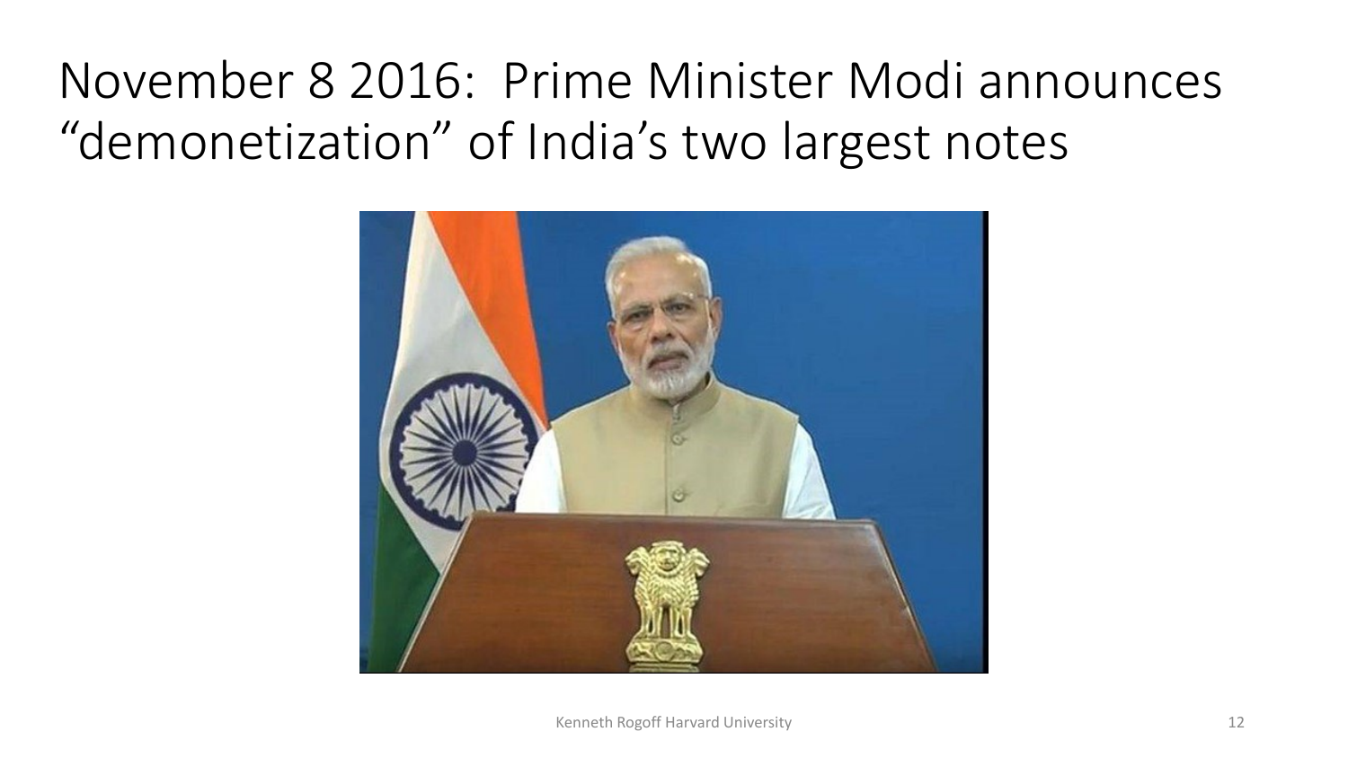# November 8 2016: Prime Minister Modi announces "demonetization" of India's two largest notes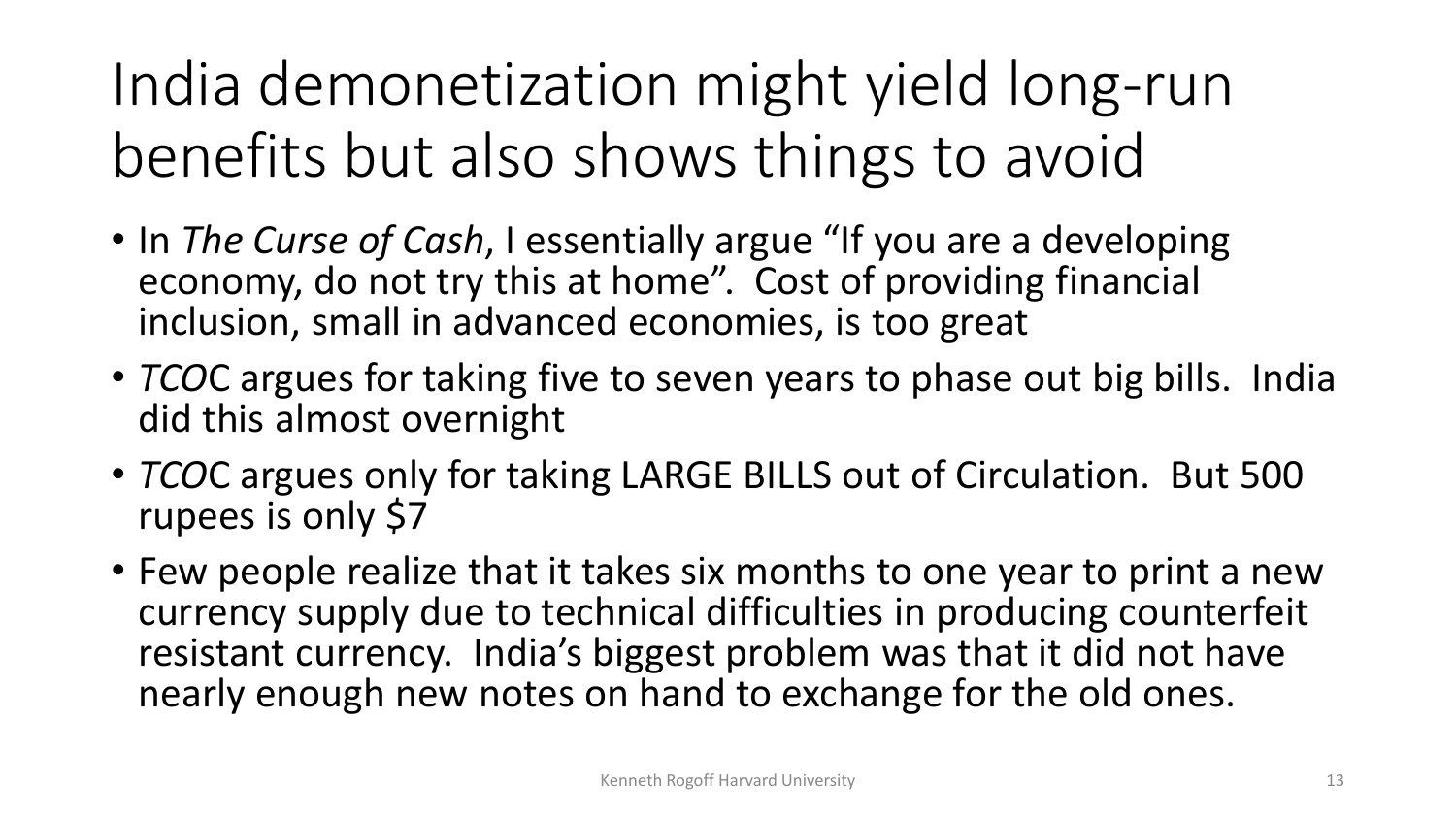# India demonetization might yield long-run benefits but also shows things to avoid

- In *The Curse of Cash*, I essentially argue "If you are a developing economy, do not try this at home". Cost of providing financial inclusion, small in advanced economies, is too great
- *TCO*C argues for taking five to seven years to phase out big bills. India did this almost overnight
- *TCO*C argues only for taking LARGE BILLS out of Circulation. But 500 rupees is only $7
- Few people realize that it takes six months to one year to print a new currency supply due to technical difficulties in producing counterfeit resistant currency. India's biggest problem was that it did not have nearly enough new notes on hand to exchange for the old ones.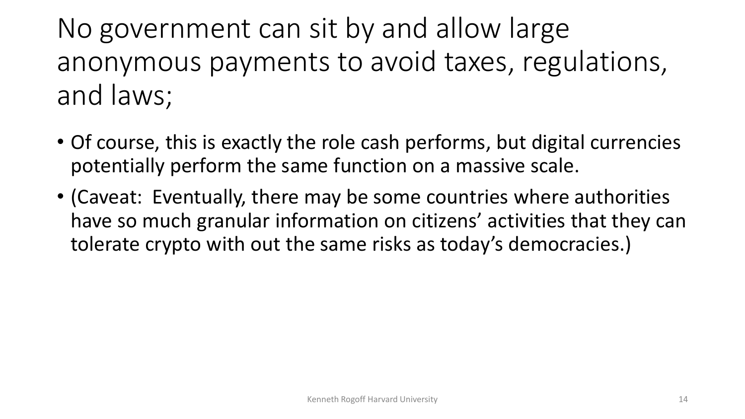# No government can sit by and allow large anonymous payments to avoid taxes, regulations, and laws;

- Of course, this is exactly the role cash performs, but digital currencies potentially perform the same function on a massive scale.
- (Caveat: Eventually, there may be some countries where authorities have so much granular information on citizens' activities that they can tolerate crypto with out the same risks as today's democracies.)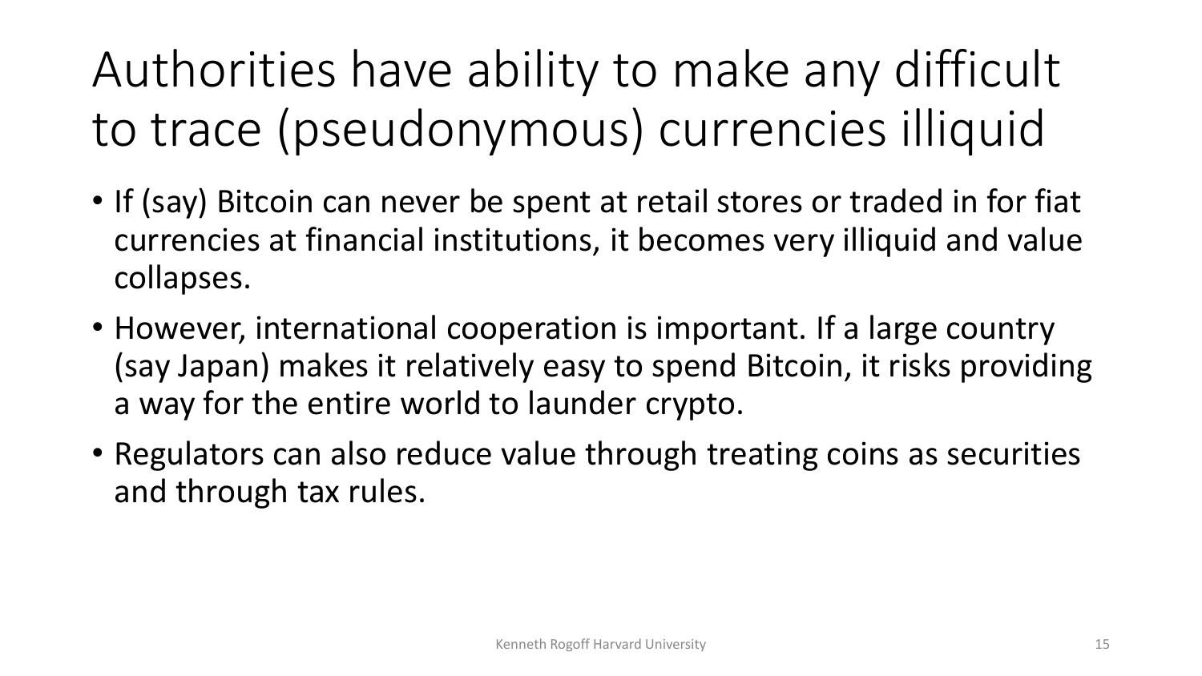# Authorities have ability to make any difficult to trace (pseudonymous) currencies illiquid

- If (say) Bitcoin can never be spent at retail stores or traded in for fiat currencies at financial institutions, it becomes very illiquid and value collapses.
- However, international cooperation is important. If a large country (say Japan) makes it relatively easy to spend Bitcoin, it risks providing a way for the entire world to launder crypto.
- Regulators can also reduce value through treating coins as securities and through tax rules.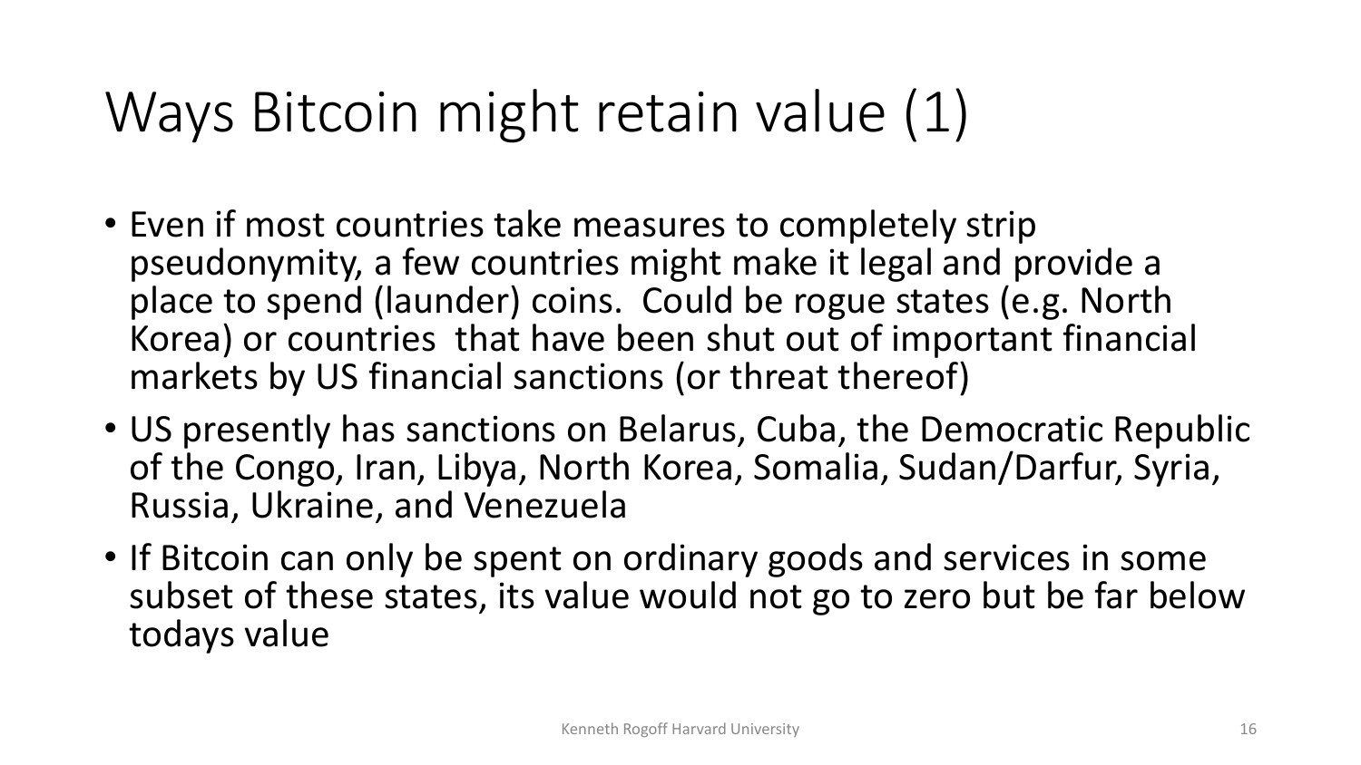# Ways Bitcoin might retain value (1)

- Even if most countries take measures to completely strip pseudonymity, a few countries might make it legal and provide a place to spend (launder) coins. Could be rogue states (e.g. North Korea) or countries that have been shut out of important financial markets by US financial sanctions (or threat thereof)
- US presently has sanctions on Belarus, Cuba, the Democratic Republic of the Congo, Iran, Libya, North Korea, Somalia, Sudan/Darfur, Syria, Russia, Ukraine, and Venezuela
- If Bitcoin can only be spent on ordinary goods and services in some subset of these states, its value would not go to zero but be far below todays value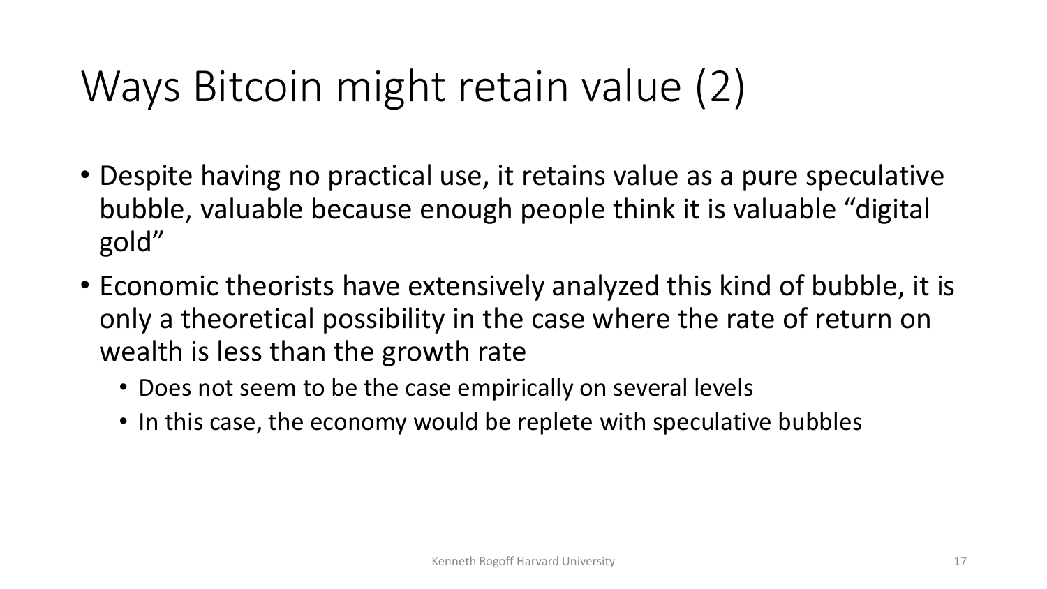# Ways Bitcoin might retain value (2)

- Despite having no practical use, it retains value as a pure speculative bubble, valuable because enough people think it is valuable "digital gold"
- Economic theorists have extensively analyzed this kind of bubble, it is only a theoretical possibility in the case where the rate of return on wealth is less than the growth rate
  - Does not seem to be the case empirically on several levels
  - In this case, the economy would be replete with speculative bubbles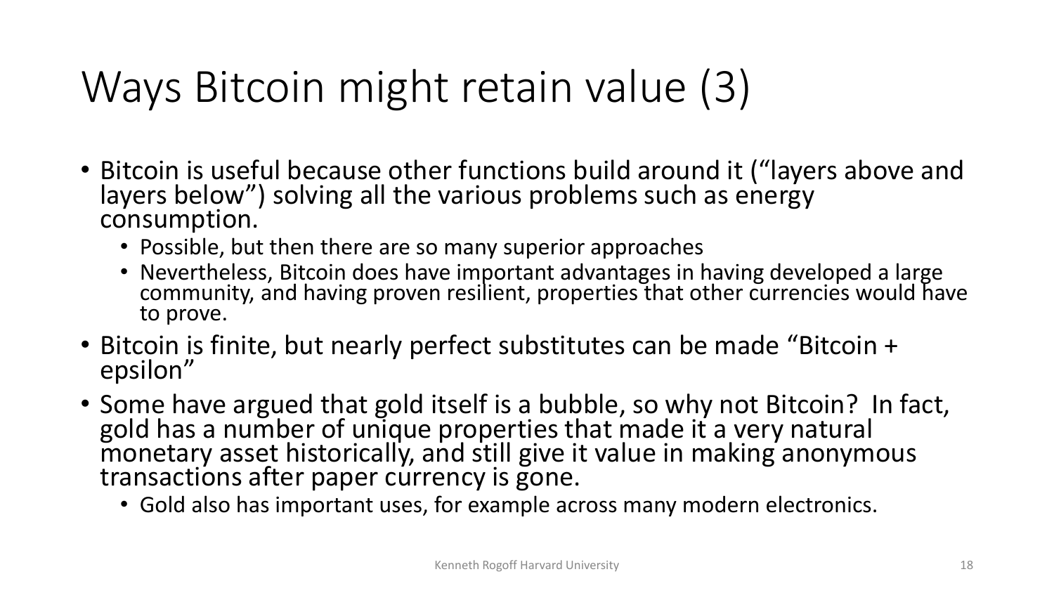# Ways Bitcoin might retain value (3)

- Bitcoin is useful because other functions build around it ("layers above and layers below") solving all the various problems such as energy consumption.
  - Possible, but then there are so many superior approaches
  - Nevertheless, Bitcoin does have important advantages in having developed a large community, and having proven resilient, properties that other currencies would have to prove.
- Bitcoin is finite, but nearly perfect substitutes can be made "Bitcoin + epsilon"
- Some have argued that gold itself is a bubble, so why not Bitcoin? In fact, gold has a number of unique properties that made it a very natural monetary asset historically, and still give it value in making anonymous transactions after paper currency is gone.
  - Gold also has important uses, for example across many modern electronics.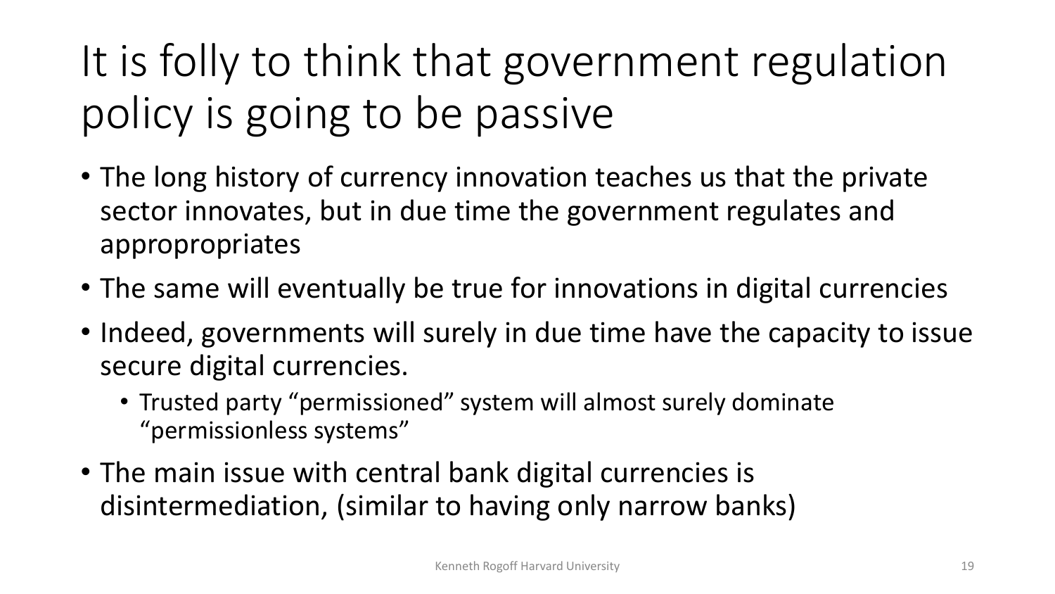# It is folly to think that government regulation policy is going to be passive

- The long history of currency innovation teaches us that the private sector innovates, but in due time the government regulates and appropropriates
- The same will eventually be true for innovations in digital currencies
- Indeed, governments will surely in due time have the capacity to issue secure digital currencies.
  - Trusted party “permissioned” system will almost surely dominate “permissionless systems”
- The main issue with central bank digital currencies is disintermediation, (similar to having only narrow banks)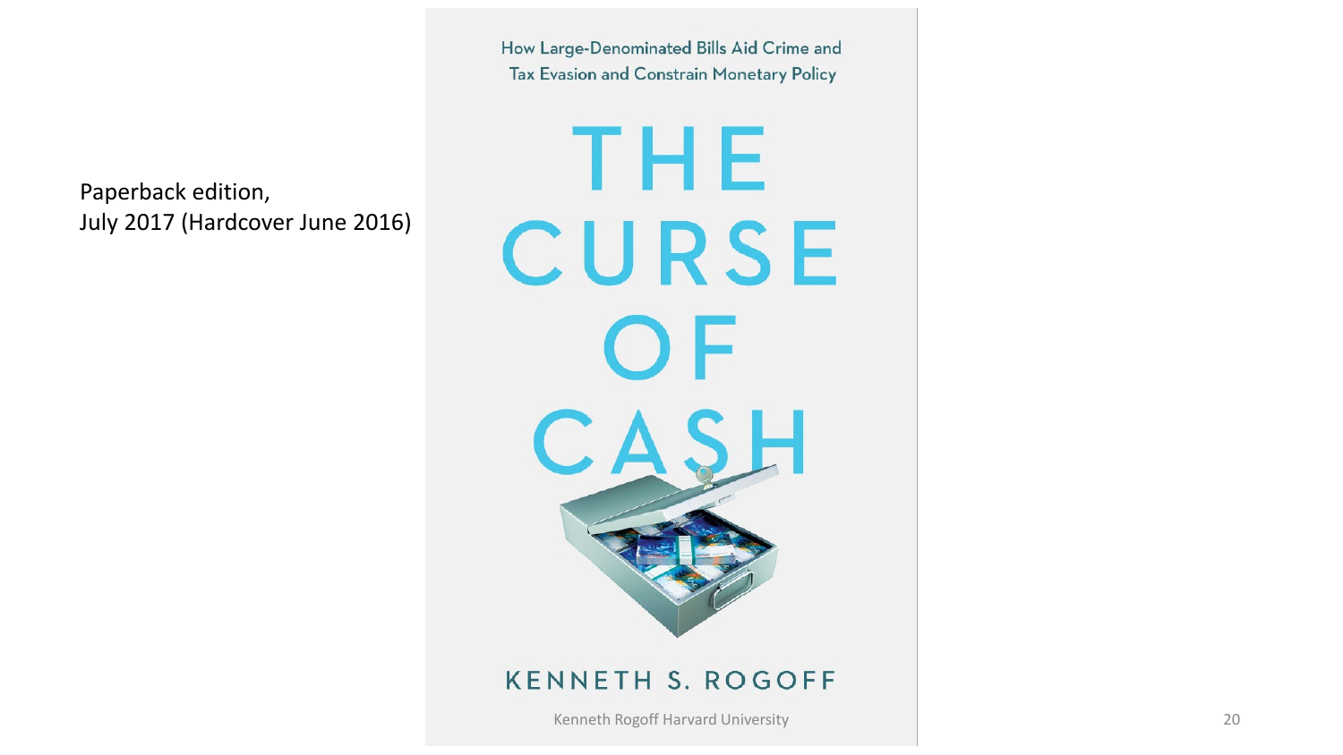Paperback edition,
July 2017 (Hardcover June 2016)

How Large-Denominated Bills Aid Crime and Tax Evasion and Constrain Monetary Policy

# THE CURSE OF CASH

KENNETH S. ROGOFF

Kenneth Rogoff Harvard University